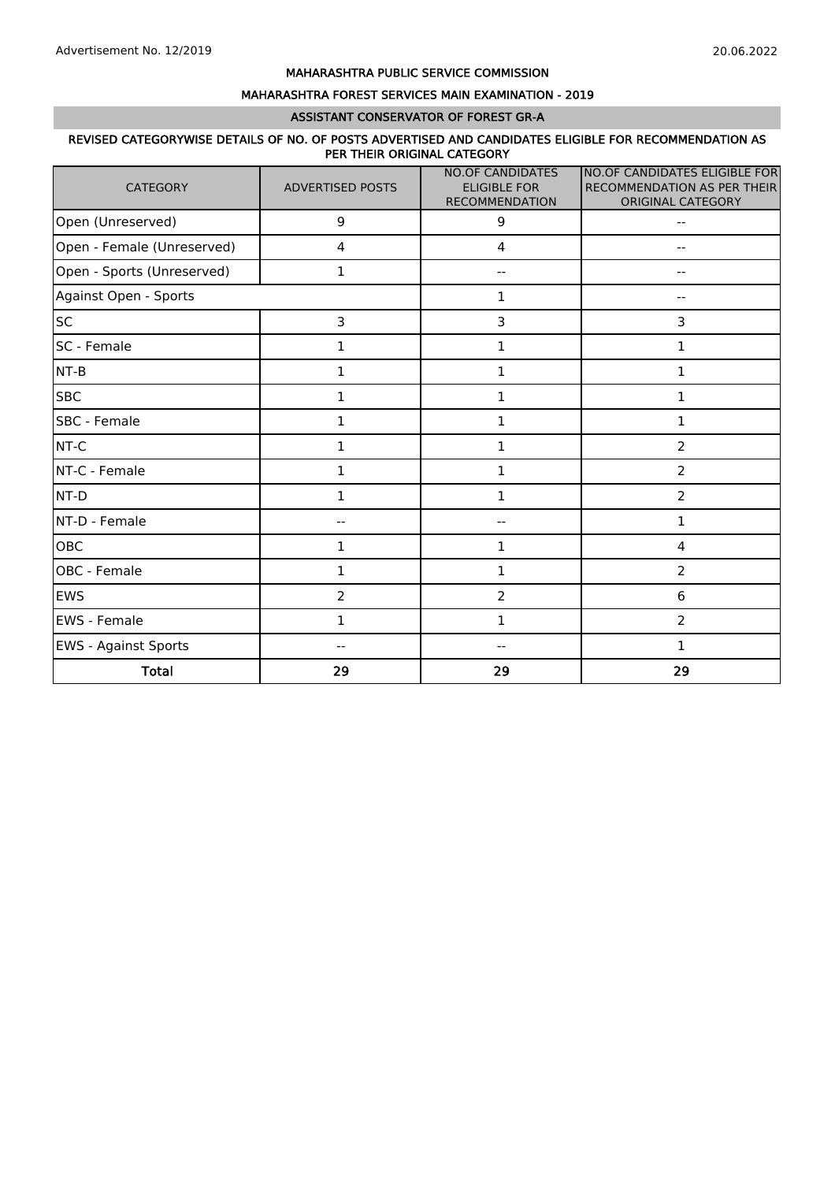Advertisement No. 12/2019

20.06.2022

# MAHARASHTRA PUBLIC SERVICE COMMISSION

## MAHARASHTRA FOREST SERVICES MAIN EXAMINATION - 2019

### ASSISTANT CONSERVATOR OF FOREST GR-A

#### REVISED CATEGORYWISE DETAILS OF NO. OF POSTS ADVERTISED AND CANDIDATES ELIGIBLE FOR RECOMMENDATION AS PER THEIR ORIGINAL CATEGORY

| CATEGORY | ADVERTISED POSTS | NO.OF CANDIDATES ELIGIBLE FOR RECOMMENDATION | NO.OF CANDIDATES ELIGIBLE FOR RECOMMENDATION AS PER THEIR ORIGINAL CATEGORY |
|---|---|---|---|
| Open (Unreserved) | 9 | 9 | -- |
| Open - Female (Unreserved) | 4 | 4 | -- |
| Open - Sports (Unreserved) | 1 | -- | -- |
| Against Open - Sports | | 1 | -- |
| SC | 3 | 3 | 3 |
| SC - Female | 1 | 1 | 1 |
| NT-B | 1 | 1 | 1 |
| SBC | 1 | 1 | 1 |
| SBC - Female | 1 | 1 | 1 |
| NT-C | 1 | 1 | 2 |
| NT-C - Female | 1 | 1 | 2 |
| NT-D | 1 | 1 | 2 |
| NT-D - Female | -- | -- | 1 |
| OBC | 1 | 1 | 4 |
| OBC - Female | 1 | 1 | 2 |
| EWS | 2 | 2 | 6 |
| EWS - Female | 1 | 1 | 2 |
| EWS - Against Sports | -- | -- | 1 |
| **Total** | **29** | **29** | **29** |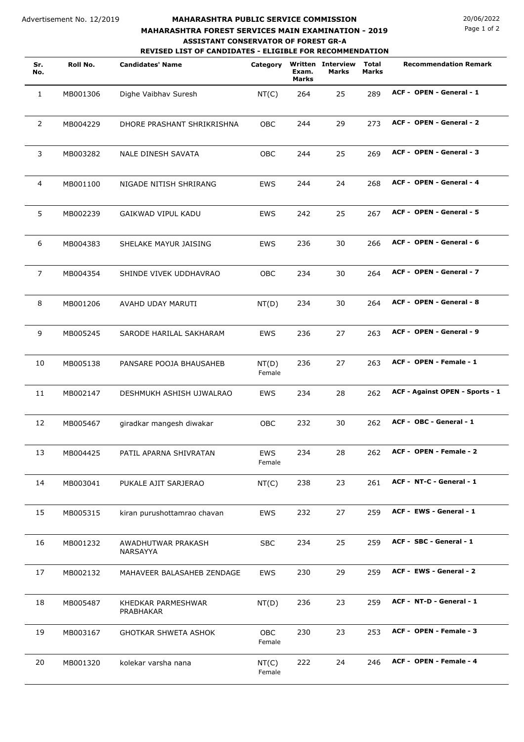Advertisement No. 12/2019

# MAHARASHTRA PUBLIC SERVICE COMMISSION

## MAHARASHTRA FOREST SERVICES MAIN EXAMINATION - 2019

### ASSISTANT CONSERVATOR OF FOREST GR-A

### REVISED LIST OF CANDIDATES - ELIGIBLE FOR RECOMMENDATION

20/06/2022

| Sr. No. | Roll No. | Candidates' Name | Category | Written Exam. Marks | Interview Marks | Total Marks | Recommendation Remark |
|---|---|---|---|---|---|---|---|
| 1 | MB001306 | Dighe Vaibhav Suresh | NT(C) | 264 | 25 | 289 | **ACF - OPEN - General - 1** |
| 2 | MB004229 | DHORE PRASHANT SHRIKRISHNA | OBC | 244 | 29 | 273 | **ACF - OPEN - General - 2** |
| 3 | MB003282 | NALE DINESH SAVATA | OBC | 244 | 25 | 269 | **ACF - OPEN - General - 3** |
| 4 | MB001100 | NIGADE NITISH SHRIRANG | EWS | 244 | 24 | 268 | **ACF - OPEN - General - 4** |
| 5 | MB002239 | GAIKWAD VIPUL KADU | EWS | 242 | 25 | 267 | **ACF - OPEN - General - 5** |
| 6 | MB004383 | SHELAKE MAYUR JAISING | EWS | 236 | 30 | 266 | **ACF - OPEN - General - 6** |
| 7 | MB004354 | SHINDE VIVEK UDDHAVRAO | OBC | 234 | 30 | 264 | **ACF - OPEN - General - 7** |
| 8 | MB001206 | AVAHD UDAY MARUTI | NT(D) | 234 | 30 | 264 | **ACF - OPEN - General - 8** |
| 9 | MB005245 | SARODE HARILAL SAKHARAM | EWS | 236 | 27 | 263 | **ACF - OPEN - General - 9** |
| 10 | MB005138 | PANSARE POOJA BHAUSAHEB | NT(D) Female | 236 | 27 | 263 | **ACF - OPEN - Female - 1** |
| 11 | MB002147 | DESHMUKH ASHISH UJWALRAO | EWS | 234 | 28 | 262 | **ACF - Against OPEN - Sports - 1** |
| 12 | MB005467 | giradkar mangesh diwakar | OBC | 232 | 30 | 262 | **ACF - OBC - General - 1** |
| 13 | MB004425 | PATIL APARNA SHIVRATAN | EWS Female | 234 | 28 | 262 | **ACF - OPEN - Female - 2** |
| 14 | MB003041 | PUKALE AJIT SARJERAO | NT(C) | 238 | 23 | 261 | **ACF - NT-C - General - 1** |
| 15 | MB005315 | kiran purushottamrao chavan | EWS | 232 | 27 | 259 | **ACF - EWS - General - 1** |
| 16 | MB001232 | AWADHUTWAR PRAKASH NARSAYYA | SBC | 234 | 25 | 259 | **ACF - SBC - General - 1** |
| 17 | MB002132 | MAHAVEER BALASAHEB ZENDAGE | EWS | 230 | 29 | 259 | **ACF - EWS - General - 2** |
| 18 | MB005487 | KHEDKAR PARMESHWAR PRABHAKAR | NT(D) | 236 | 23 | 259 | **ACF - NT-D - General - 1** |
| 19 | MB003167 | GHOTKAR SHWETA ASHOK | OBC Female | 230 | 23 | 253 | **ACF - OPEN - Female - 3** |
| 20 | MB001320 | kolekar varsha nana | NT(C) Female | 222 | 24 | 246 | **ACF - OPEN - Female - 4** |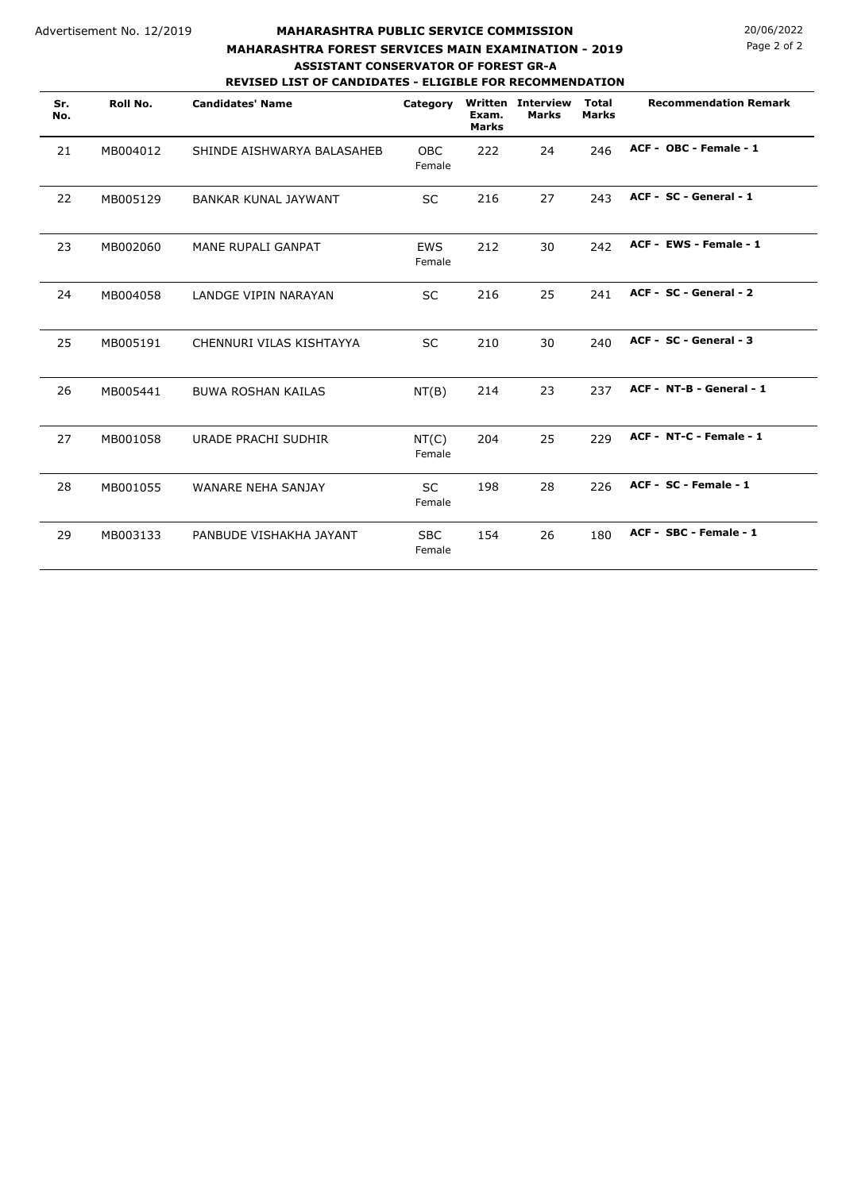Advertisement No. 12/2019

# MAHARASHTRA PUBLIC SERVICE COMMISSION

## MAHARASHTRA FOREST SERVICES MAIN EXAMINATION - 2019

### ASSISTANT CONSERVATOR OF FOREST GR-A

### REVISED LIST OF CANDIDATES - ELIGIBLE FOR RECOMMENDATION

20/06/2022

| Sr. No. | Roll No. | Candidates' Name | Category | Written Exam. Marks | Interview Marks | Total Marks | Recommendation Remark |
|---|---|---|---|---|---|---|---|
| 21 | MB004012 | SHINDE AISHWARYA BALASAHEB | OBC Female | 222 | 24 | 246 | **ACF - OBC - Female - 1** |
| 22 | MB005129 | BANKAR KUNAL JAYWANT | SC | 216 | 27 | 243 | **ACF - SC - General - 1** |
| 23 | MB002060 | MANE RUPALI GANPAT | EWS Female | 212 | 30 | 242 | **ACF - EWS - Female - 1** |
| 24 | MB004058 | LANDGE VIPIN NARAYAN | SC | 216 | 25 | 241 | **ACF - SC - General - 2** |
| 25 | MB005191 | CHENNURI VILAS KISHTAYYA | SC | 210 | 30 | 240 | **ACF - SC - General - 3** |
| 26 | MB005441 | BUWA ROSHAN KAILAS | NT(B) | 214 | 23 | 237 | **ACF - NT-B - General - 1** |
| 27 | MB001058 | URADE PRACHI SUDHIR | NT(C) Female | 204 | 25 | 229 | **ACF - NT-C - Female - 1** |
| 28 | MB001055 | WANARE NEHA SANJAY | SC Female | 198 | 28 | 226 | **ACF - SC - Female - 1** |
| 29 | MB003133 | PANBUDE VISHAKHA JAYANT | SBC Female | 154 | 26 | 180 | **ACF - SBC - Female - 1** |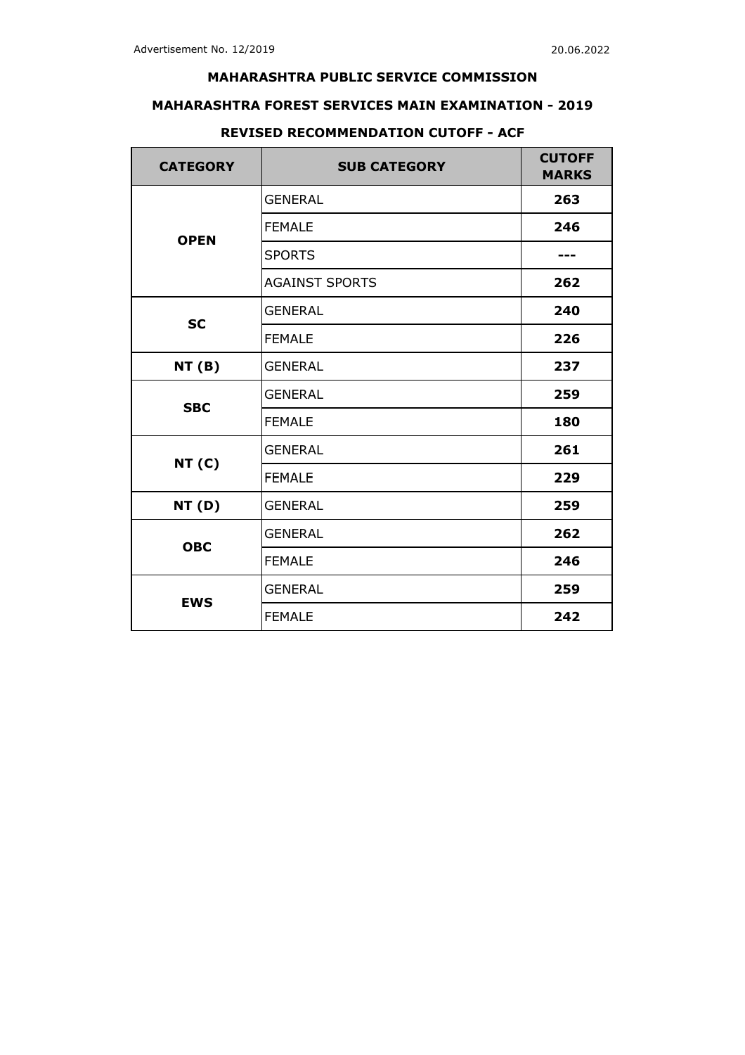Advertisement No. 12/2019 20.06.2022

## MAHARASHTRA PUBLIC SERVICE COMMISSION

## MAHARASHTRA FOREST SERVICES MAIN EXAMINATION - 2019

### REVISED RECOMMENDATION CUTOFF - ACF

| CATEGORY | SUB CATEGORY | CUTOFF MARKS |
|---|---|---|
| **OPEN** | GENERAL | **263** |
| | FEMALE | **246** |
| | SPORTS | **---** |
| | AGAINST SPORTS | **262** |
| **SC** | GENERAL | **240** |
| | FEMALE | **226** |
| **NT (B)** | GENERAL | **237** |
| **SBC** | GENERAL | **259** |
| | FEMALE | **180** |
| **NT (C)** | GENERAL | **261** |
| | FEMALE | **229** |
| **NT (D)** | GENERAL | **259** |
| **OBC** | GENERAL | **262** |
| | FEMALE | **246** |
| **EWS** | GENERAL | **259** |
| | FEMALE | **242** |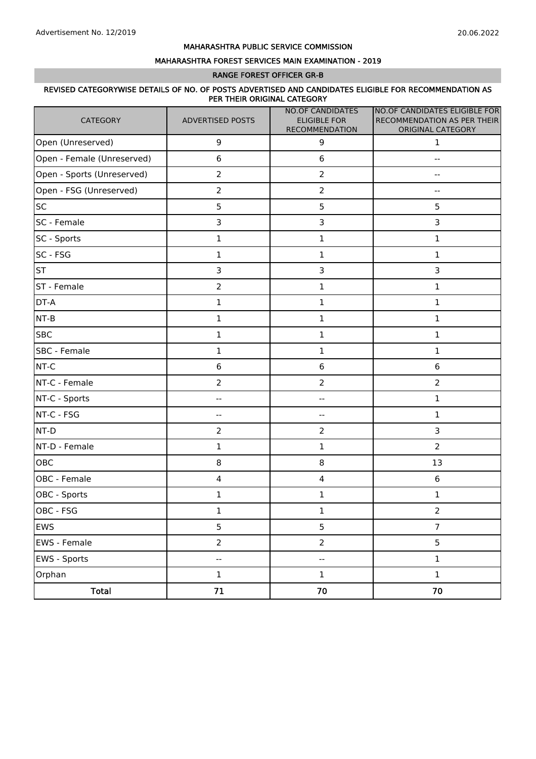Advertisement No. 12/2019

20.06.2022

# MAHARASHTRA PUBLIC SERVICE COMMISSION

## MAHARASHTRA FOREST SERVICES MAIN EXAMINATION - 2019

### RANGE FOREST OFFICER GR-B

**REVISED CATEGORYWISE DETAILS OF NO. OF POSTS ADVERTISED AND CANDIDATES ELIGIBLE FOR RECOMMENDATION AS PER THEIR ORIGINAL CATEGORY**

| CATEGORY | ADVERTISED POSTS | NO.OF CANDIDATES ELIGIBLE FOR RECOMMENDATION | NO.OF CANDIDATES ELIGIBLE FOR RECOMMENDATION AS PER THEIR ORIGINAL CATEGORY |
|---|---|---|---|
| Open (Unreserved) | 9 | 9 | 1 |
| Open - Female (Unreserved) | 6 | 6 | -- |
| Open - Sports (Unreserved) | 2 | 2 | -- |
| Open - FSG (Unreserved) | 2 | 2 | -- |
| SC | 5 | 5 | 5 |
| SC - Female | 3 | 3 | 3 |
| SC - Sports | 1 | 1 | 1 |
| SC - FSG | 1 | 1 | 1 |
| ST | 3 | 3 | 3 |
| ST - Female | 2 | 1 | 1 |
| DT-A | 1 | 1 | 1 |
| NT-B | 1 | 1 | 1 |
| SBC | 1 | 1 | 1 |
| SBC - Female | 1 | 1 | 1 |
| NT-C | 6 | 6 | 6 |
| NT-C - Female | 2 | 2 | 2 |
| NT-C - Sports | -- | -- | 1 |
| NT-C - FSG | -- | -- | 1 |
| NT-D | 2 | 2 | 3 |
| NT-D - Female | 1 | 1 | 2 |
| OBC | 8 | 8 | 13 |
| OBC - Female | 4 | 4 | 6 |
| OBC - Sports | 1 | 1 | 1 |
| OBC - FSG | 1 | 1 | 2 |
| EWS | 5 | 5 | 7 |
| EWS - Female | 2 | 2 | 5 |
| EWS - Sports | -- | -- | 1 |
| Orphan | 1 | 1 | 1 |
| **Total** | **71** | **70** | **70** |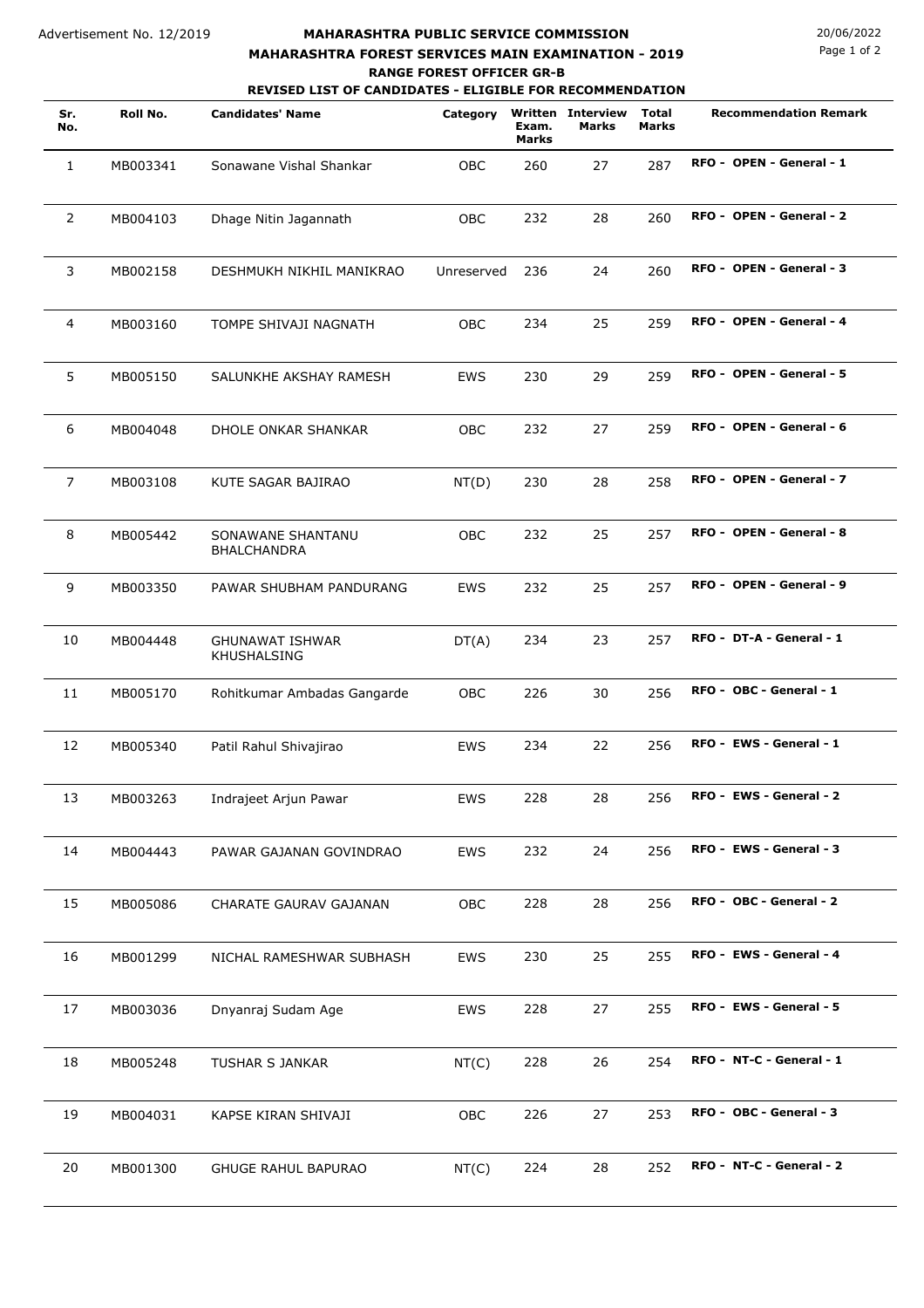Advertisement No. 12/2019

20/06/2022

**MAHARASHTRA PUBLIC SERVICE COMMISSION**

**MAHARASHTRA FOREST SERVICES MAIN EXAMINATION - 2019**

**RANGE FOREST OFFICER GR-B**

**REVISED LIST OF CANDIDATES - ELIGIBLE FOR RECOMMENDATION**

| Sr. No. | Roll No. | Candidates' Name | Category | Written Exam. Marks | Interview Marks | Total Marks | Recommendation Remark |
|---|---|---|---|---|---|---|---|
| 1 | MB003341 | Sonawane Vishal Shankar | OBC | 260 | 27 | 287 | **RFO - OPEN - General - 1** |
| 2 | MB004103 | Dhage Nitin Jagannath | OBC | 232 | 28 | 260 | **RFO - OPEN - General - 2** |
| 3 | MB002158 | DESHMUKH NIKHIL MANIKRAO | Unreserved | 236 | 24 | 260 | **RFO - OPEN - General - 3** |
| 4 | MB003160 | TOMPE SHIVAJI NAGNATH | OBC | 234 | 25 | 259 | **RFO - OPEN - General - 4** |
| 5 | MB005150 | SALUNKHE AKSHAY RAMESH | EWS | 230 | 29 | 259 | **RFO - OPEN - General - 5** |
| 6 | MB004048 | DHOLE ONKAR SHANKAR | OBC | 232 | 27 | 259 | **RFO - OPEN - General - 6** |
| 7 | MB003108 | KUTE SAGAR BAJIRAO | NT(D) | 230 | 28 | 258 | **RFO - OPEN - General - 7** |
| 8 | MB005442 | SONAWANE SHANTANU BHALCHANDRA | OBC | 232 | 25 | 257 | **RFO - OPEN - General - 8** |
| 9 | MB003350 | PAWAR SHUBHAM PANDURANG | EWS | 232 | 25 | 257 | **RFO - OPEN - General - 9** |
| 10 | MB004448 | GHUNAWAT ISHWAR KHUSHALSING | DT(A) | 234 | 23 | 257 | **RFO - DT-A - General - 1** |
| 11 | MB005170 | Rohitkumar Ambadas Gangarde | OBC | 226 | 30 | 256 | **RFO - OBC - General - 1** |
| 12 | MB005340 | Patil Rahul Shivajirao | EWS | 234 | 22 | 256 | **RFO - EWS - General - 1** |
| 13 | MB003263 | Indrajeet Arjun Pawar | EWS | 228 | 28 | 256 | **RFO - EWS - General - 2** |
| 14 | MB004443 | PAWAR GAJANAN GOVINDRAO | EWS | 232 | 24 | 256 | **RFO - EWS - General - 3** |
| 15 | MB005086 | CHARATE GAURAV GAJANAN | OBC | 228 | 28 | 256 | **RFO - OBC - General - 2** |
| 16 | MB001299 | NICHAL RAMESHWAR SUBHASH | EWS | 230 | 25 | 255 | **RFO - EWS - General - 4** |
| 17 | MB003036 | Dnyanraj Sudam Age | EWS | 228 | 27 | 255 | **RFO - EWS - General - 5** |
| 18 | MB005248 | TUSHAR S JANKAR | NT(C) | 228 | 26 | 254 | **RFO - NT-C - General - 1** |
| 19 | MB004031 | KAPSE KIRAN SHIVAJI | OBC | 226 | 27 | 253 | **RFO - OBC - General - 3** |
| 20 | MB001300 | GHUGE RAHUL BAPURAO | NT(C) | 224 | 28 | 252 | **RFO - NT-C - General - 2** |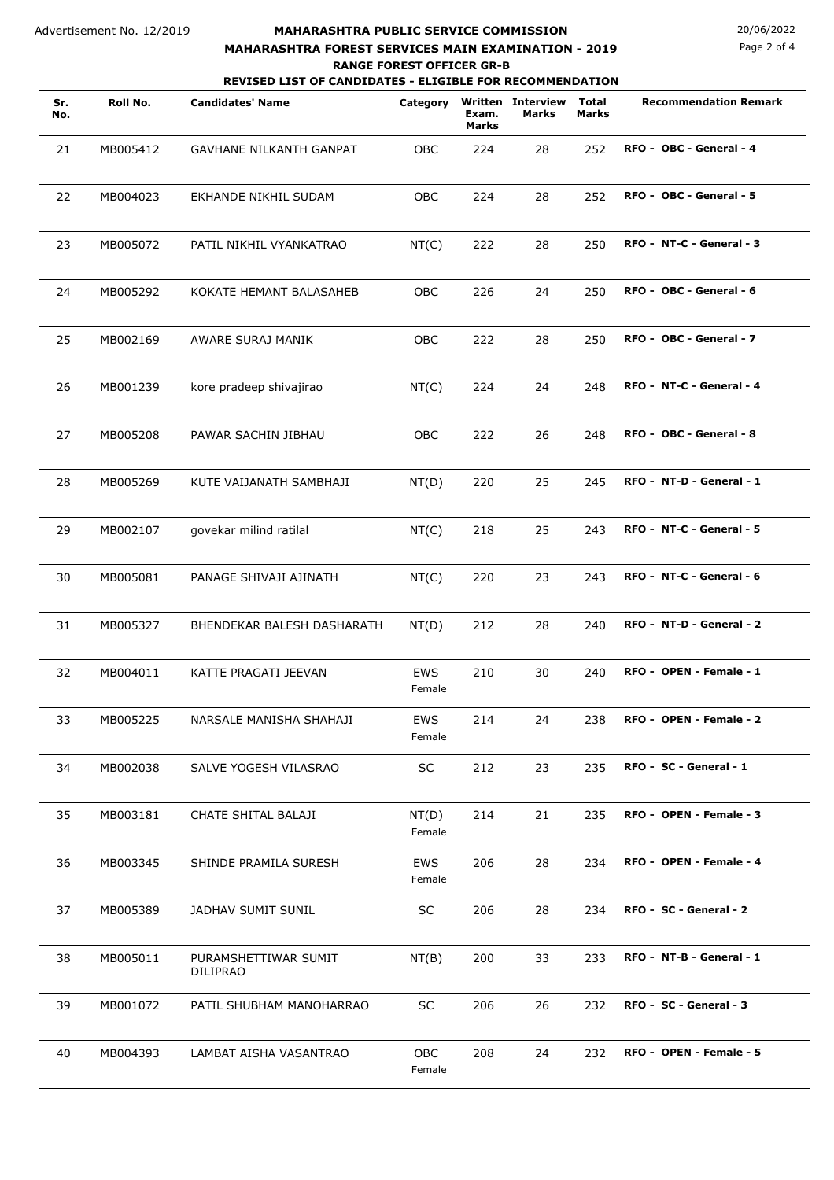# MAHARASHTRA PUBLIC SERVICE COMMISSION

## MAHARASHTRA FOREST SERVICES MAIN EXAMINATION - 2019

### RANGE FOREST OFFICER GR-B

### REVISED LIST OF CANDIDATES - ELIGIBLE FOR RECOMMENDATION

Advertisement No. 12/2019

20/06/2022

| Sr. No. | Roll No. | Candidates' Name | Category | Written Exam. Marks | Interview Marks | Total Marks | Recommendation Remark |
|---|---|---|---|---|---|---|---|
| 21 | MB005412 | GAVHANE NILKANTH GANPAT | OBC | 224 | 28 | 252 | **RFO - OBC - General - 4** |
| 22 | MB004023 | EKHANDE NIKHIL SUDAM | OBC | 224 | 28 | 252 | **RFO - OBC - General - 5** |
| 23 | MB005072 | PATIL NIKHIL VYANKATRAO | NT(C) | 222 | 28 | 250 | **RFO - NT-C - General - 3** |
| 24 | MB005292 | KOKATE HEMANT BALASAHEB | OBC | 226 | 24 | 250 | **RFO - OBC - General - 6** |
| 25 | MB002169 | AWARE SURAJ MANIK | OBC | 222 | 28 | 250 | **RFO - OBC - General - 7** |
| 26 | MB001239 | kore pradeep shivajirao | NT(C) | 224 | 24 | 248 | **RFO - NT-C - General - 4** |
| 27 | MB005208 | PAWAR SACHIN JIBHAU | OBC | 222 | 26 | 248 | **RFO - OBC - General - 8** |
| 28 | MB005269 | KUTE VAIJANATH SAMBHAJI | NT(D) | 220 | 25 | 245 | **RFO - NT-D - General - 1** |
| 29 | MB002107 | govekar milind ratilal | NT(C) | 218 | 25 | 243 | **RFO - NT-C - General - 5** |
| 30 | MB005081 | PANAGE SHIVAJI AJINATH | NT(C) | 220 | 23 | 243 | **RFO - NT-C - General - 6** |
| 31 | MB005327 | BHENDEKAR BALESH DASHARATH | NT(D) | 212 | 28 | 240 | **RFO - NT-D - General - 2** |
| 32 | MB004011 | KATTE PRAGATI JEEVAN | EWS Female | 210 | 30 | 240 | **RFO - OPEN - Female - 1** |
| 33 | MB005225 | NARSALE MANISHA SHAHAJI | EWS Female | 214 | 24 | 238 | **RFO - OPEN - Female - 2** |
| 34 | MB002038 | SALVE YOGESH VILASRAO | SC | 212 | 23 | 235 | **RFO - SC - General - 1** |
| 35 | MB003181 | CHATE SHITAL BALAJI | NT(D) Female | 214 | 21 | 235 | **RFO - OPEN - Female - 3** |
| 36 | MB003345 | SHINDE PRAMILA SURESH | EWS Female | 206 | 28 | 234 | **RFO - OPEN - Female - 4** |
| 37 | MB005389 | JADHAV SUMIT SUNIL | SC | 206 | 28 | 234 | **RFO - SC - General - 2** |
| 38 | MB005011 | PURAMSHETTIWAR SUMIT DILIPRAO | NT(B) | 200 | 33 | 233 | **RFO - NT-B - General - 1** |
| 39 | MB001072 | PATIL SHUBHAM MANOHARRAO | SC | 206 | 26 | 232 | **RFO - SC - General - 3** |
| 40 | MB004393 | LAMBAT AISHA VASANTRAO | OBC Female | 208 | 24 | 232 | **RFO - OPEN - Female - 5** |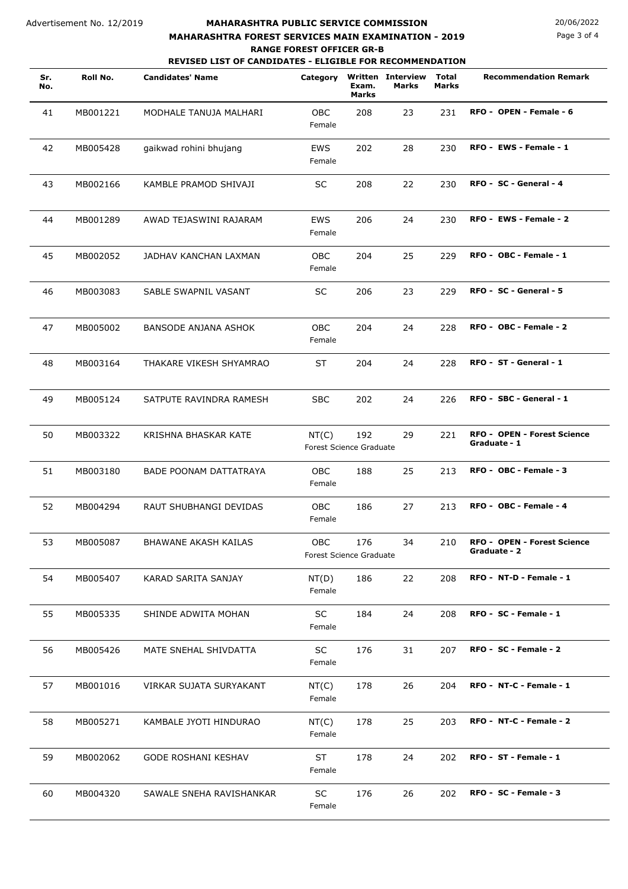Advertisement No. 12/2019

# MAHARASHTRA PUBLIC SERVICE COMMISSION

## MAHARASHTRA FOREST SERVICES MAIN EXAMINATION - 2019

### RANGE FOREST OFFICER GR-B

### REVISED LIST OF CANDIDATES - ELIGIBLE FOR RECOMMENDATION

20/06/2022

| Sr. No. | Roll No. | Candidates' Name | Category | Written Exam. Marks | Interview Marks | Total Marks | Recommendation Remark |
|---|---|---|---|---|---|---|---|
| 41 | MB001221 | MODHALE TANUJA MALHARI | OBC Female | 208 | 23 | 231 | **RFO - OPEN - Female - 6** |
| 42 | MB005428 | gaikwad rohini bhujang | EWS Female | 202 | 28 | 230 | **RFO - EWS - Female - 1** |
| 43 | MB002166 | KAMBLE PRAMOD SHIVAJI | SC | 208 | 22 | 230 | **RFO - SC - General - 4** |
| 44 | MB001289 | AWAD TEJASWINI RAJARAM | EWS Female | 206 | 24 | 230 | **RFO - EWS - Female - 2** |
| 45 | MB002052 | JADHAV KANCHAN LAXMAN | OBC Female | 204 | 25 | 229 | **RFO - OBC - Female - 1** |
| 46 | MB003083 | SABLE SWAPNIL VASANT | SC | 206 | 23 | 229 | **RFO - SC - General - 5** |
| 47 | MB005002 | BANSODE ANJANA ASHOK | OBC Female | 204 | 24 | 228 | **RFO - OBC - Female - 2** |
| 48 | MB003164 | THAKARE VIKESH SHYAMRAO | ST | 204 | 24 | 228 | **RFO - ST - General - 1** |
| 49 | MB005124 | SATPUTE RAVINDRA RAMESH | SBC | 202 | 24 | 226 | **RFO - SBC - General - 1** |
| 50 | MB003322 | KRISHNA BHASKAR KATE | NT(C) Forest Science Graduate | 192 | 29 | 221 | **RFO - OPEN - Forest Science Graduate - 1** |
| 51 | MB003180 | BADE POONAM DATTATRAYA | OBC Female | 188 | 25 | 213 | **RFO - OBC - Female - 3** |
| 52 | MB004294 | RAUT SHUBHANGI DEVIDAS | OBC Female | 186 | 27 | 213 | **RFO - OBC - Female - 4** |
| 53 | MB005087 | BHAWANE AKASH KAILAS | OBC Forest Science Graduate | 176 | 34 | 210 | **RFO - OPEN - Forest Science Graduate - 2** |
| 54 | MB005407 | KARAD SARITA SANJAY | NT(D) Female | 186 | 22 | 208 | **RFO - NT-D - Female - 1** |
| 55 | MB005335 | SHINDE ADWITA MOHAN | SC Female | 184 | 24 | 208 | **RFO - SC - Female - 1** |
| 56 | MB005426 | MATE SNEHAL SHIVDATTA | SC Female | 176 | 31 | 207 | **RFO - SC - Female - 2** |
| 57 | MB001016 | VIRKAR SUJATA SURYAKANT | NT(C) Female | 178 | 26 | 204 | **RFO - NT-C - Female - 1** |
| 58 | MB005271 | KAMBALE JYOTI HINDURAO | NT(C) Female | 178 | 25 | 203 | **RFO - NT-C - Female - 2** |
| 59 | MB002062 | GODE ROSHANI KESHAV | ST Female | 178 | 24 | 202 | **RFO - ST - Female - 1** |
| 60 | MB004320 | SAWALE SNEHA RAVISHANKAR | SC Female | 176 | 26 | 202 | **RFO - SC - Female - 3** |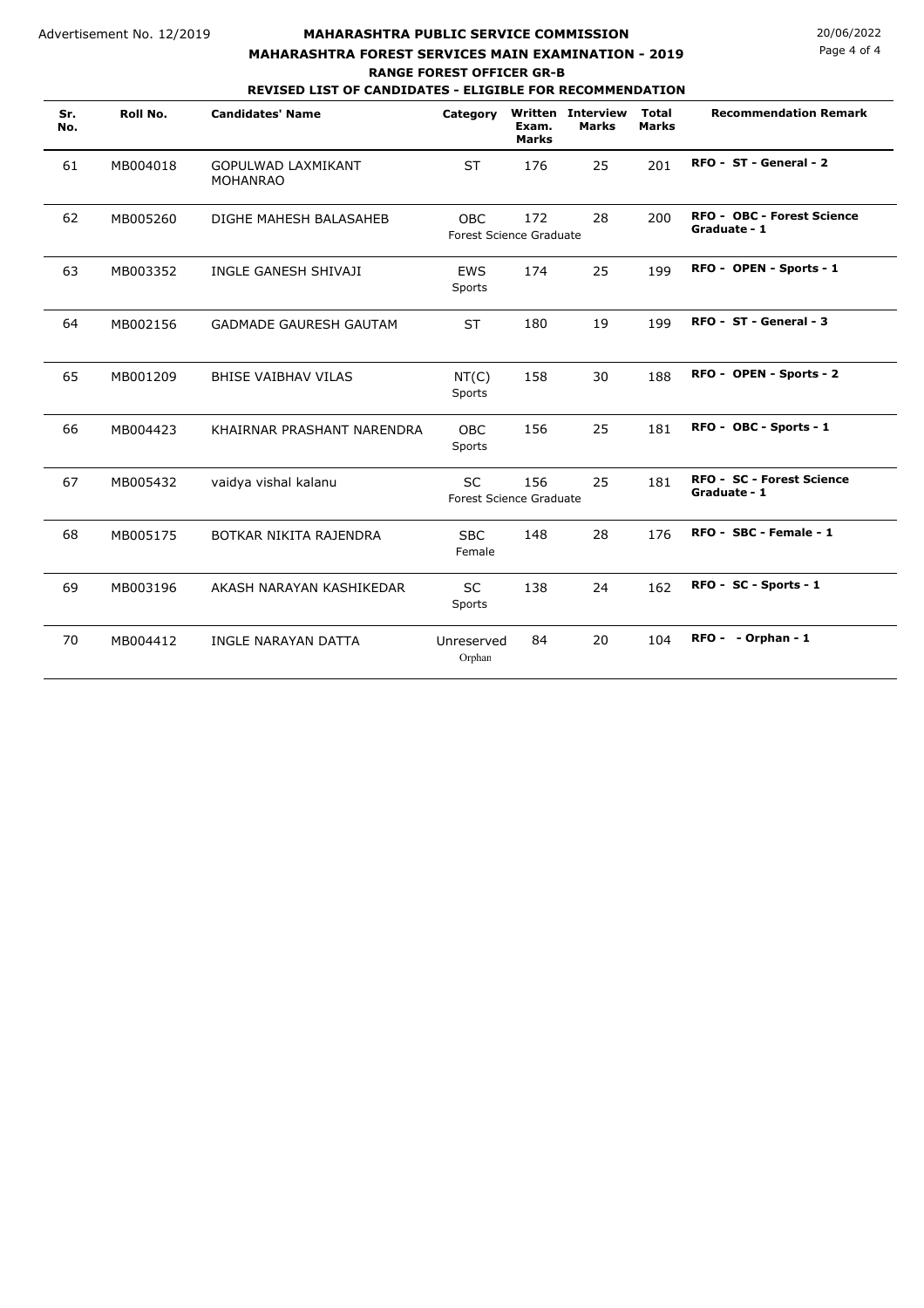Advertisement No. 12/2019

**MAHARASHTRA PUBLIC SERVICE COMMISSION**

**MAHARASHTRA FOREST SERVICES MAIN EXAMINATION - 2019**

**RANGE FOREST OFFICER GR-B**

**REVISED LIST OF CANDIDATES - ELIGIBLE FOR RECOMMENDATION**

20/06/2022

| Sr. No. | Roll No. | Candidates' Name | Category | Written Exam. Marks | Interview Marks | Total Marks | Recommendation Remark |
|---|---|---|---|---|---|---|---|
| 61 | MB004018 | GOPULWAD LAXMIKANT MOHANRAO | ST | 176 | 25 | 201 | **RFO - ST - General - 2** |
| 62 | MB005260 | DIGHE MAHESH BALASAHEB | OBC Forest Science Graduate | 172 | 28 | 200 | **RFO - OBC - Forest Science Graduate - 1** |
| 63 | MB003352 | INGLE GANESH SHIVAJI | EWS Sports | 174 | 25 | 199 | **RFO - OPEN - Sports - 1** |
| 64 | MB002156 | GADMADE GAURESH GAUTAM | ST | 180 | 19 | 199 | **RFO - ST - General - 3** |
| 65 | MB001209 | BHISE VAIBHAV VILAS | NT(C) Sports | 158 | 30 | 188 | **RFO - OPEN - Sports - 2** |
| 66 | MB004423 | KHAIRNAR PRASHANT NARENDRA | OBC Sports | 156 | 25 | 181 | **RFO - OBC - Sports - 1** |
| 67 | MB005432 | vaidya vishal kalanu | SC Forest Science Graduate | 156 | 25 | 181 | **RFO - SC - Forest Science Graduate - 1** |
| 68 | MB005175 | BOTKAR NIKITA RAJENDRA | SBC Female | 148 | 28 | 176 | **RFO - SBC - Female - 1** |
| 69 | MB003196 | AKASH NARAYAN KASHIKEDAR | SC Sports | 138 | 24 | 162 | **RFO - SC - Sports - 1** |
| 70 | MB004412 | INGLE NARAYAN DATTA | Unreserved Orphan | 84 | 20 | 104 | **RFO - - Orphan - 1** |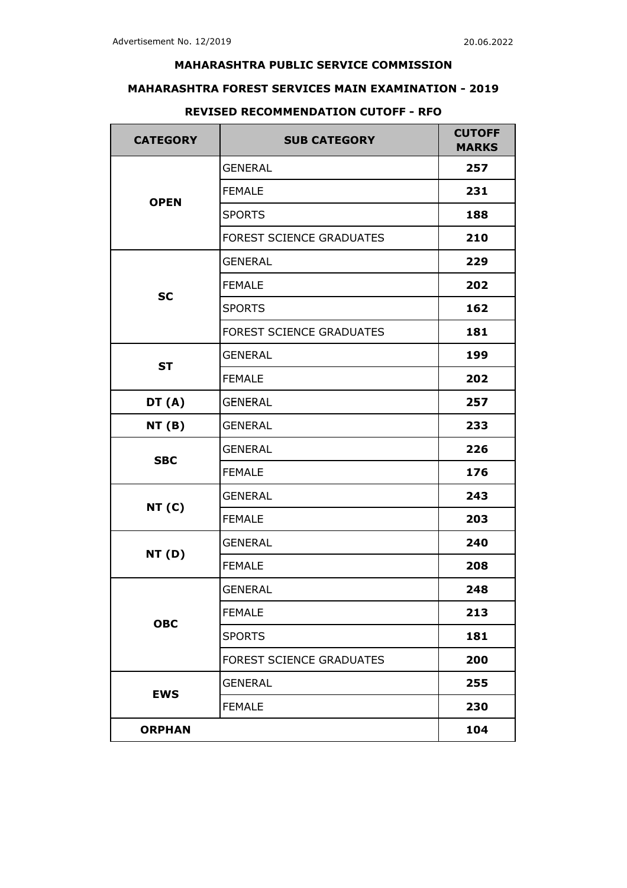Advertisement No. 12/2019

20.06.2022

# MAHARASHTRA PUBLIC SERVICE COMMISSION

## MAHARASHTRA FOREST SERVICES MAIN EXAMINATION - 2019

### REVISED RECOMMENDATION CUTOFF - RFO

| CATEGORY | SUB CATEGORY | CUTOFF MARKS |
|---|---|---|
| **OPEN** | GENERAL | **257** |
| | FEMALE | **231** |
| | SPORTS | **188** |
| | FOREST SCIENCE GRADUATES | **210** |
| **SC** | GENERAL | **229** |
| | FEMALE | **202** |
| | SPORTS | **162** |
| | FOREST SCIENCE GRADUATES | **181** |
| **ST** | GENERAL | **199** |
| | FEMALE | **202** |
| **DT (A)** | GENERAL | **257** |
| **NT (B)** | GENERAL | **233** |
| **SBC** | GENERAL | **226** |
| | FEMALE | **176** |
| **NT (C)** | GENERAL | **243** |
| | FEMALE | **203** |
| **NT (D)** | GENERAL | **240** |
| | FEMALE | **208** |
| **OBC** | GENERAL | **248** |
| | FEMALE | **213** |
| | SPORTS | **181** |
| | FOREST SCIENCE GRADUATES | **200** |
| **EWS** | GENERAL | **255** |
| | FEMALE | **230** |
| **ORPHAN** | | **104** |